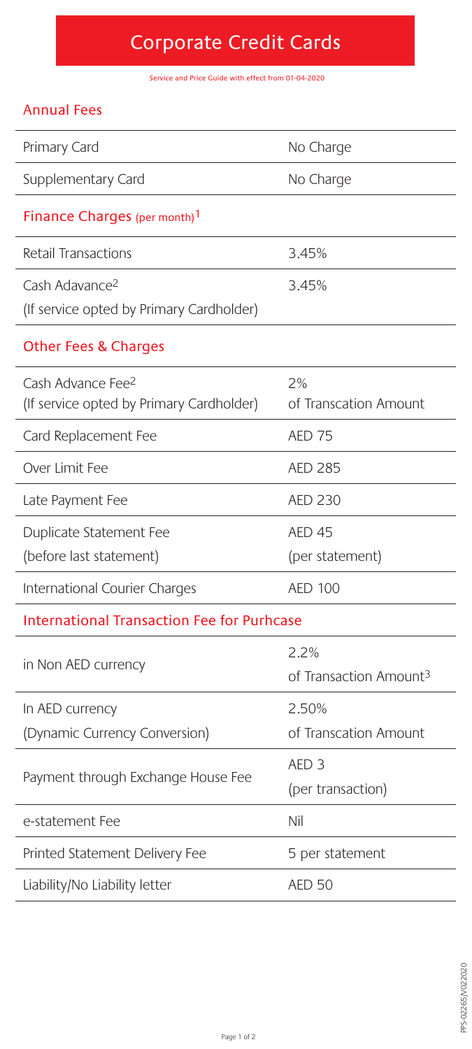# Corporate Credit Cards

Service and Price Guide with effect from 01-04-2020

## Annual Fees

| | |
|---|---|
| Primary Card | No Charge |
| Supplementary Card | No Charge |

## Finance Charges (per month)[1]

| | |
|---|---|
| Retail Transactions | 3.45% |
| Cash Adavance[2] (If service opted by Primary Cardholder) | 3.45% |

## Other Fees & Charges

| | |
|---|---|
| Cash Advance Fee[2] (If service opted by Primary Cardholder) | 2% of Transcation Amount |
| Card Replacement Fee | AED 75 |
| Over Limit Fee | AED 285 |
| Late Payment Fee | AED 230 |
| Duplicate Statement Fee (before last statement) | AED 45 (per statement) |
| International Courier Charges | AED 100 |

## International Transaction Fee for Purhcase

| | |
|---|---|
| in Non AED currency | 2.2% of Transaction Amount[3] |
| In AED currency (Dynamic Currency Conversion) | 2.50% of Transcation Amount |
| Payment through Exchange House Fee | AED 3 (per transaction) |
| e-statement Fee | Nil |
| Printed Statement Delivery Fee | 5 per statement |
| Liability/No Liability letter | AED 50 |

PPS-02265/V02020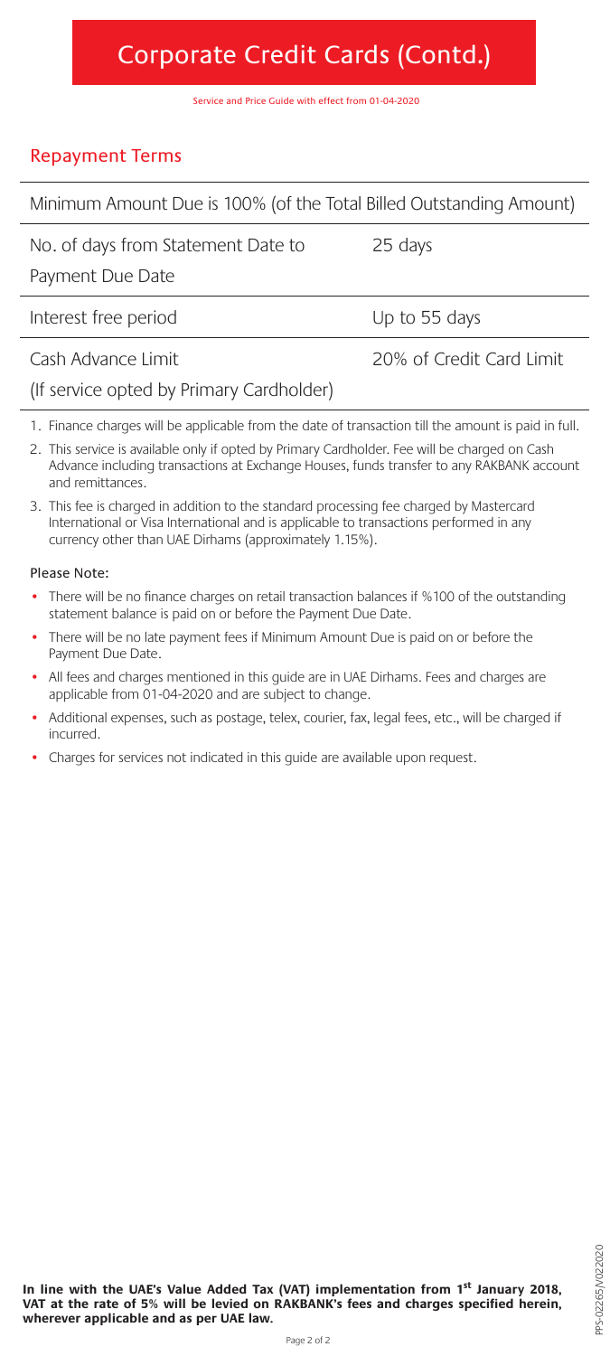# Corporate Credit Cards (Contd.)

Service and Price Guide with effect from 01-04-2020

## Repayment Terms

| | |
|---|---|
| Minimum Amount Due is 100% (of the Total Billed Outstanding Amount) | |
| No. of days from Statement Date to Payment Due Date | 25 days |
| Interest free period | Up to 55 days |
| Cash Advance Limit (If service opted by Primary Cardholder) | 20% of Credit Card Limit |

1. Finance charges will be applicable from the date of transaction till the amount is paid in full.
2. This service is available only if opted by Primary Cardholder. Fee will be charged on Cash Advance including transactions at Exchange Houses, funds transfer to any RAKBANK account and remittances.
3. This fee is charged in addition to the standard processing fee charged by Mastercard International or Visa International and is applicable to transactions performed in any currency other than UAE Dirhams (approximately 1.15%).

Please Note:

- There will be no finance charges on retail transaction balances if %100 of the outstanding statement balance is paid on or before the Payment Due Date.
- There will be no late payment fees if Minimum Amount Due is paid on or before the Payment Due Date.
- All fees and charges mentioned in this guide are in UAE Dirhams. Fees and charges are applicable from 01-04-2020 and are subject to change.
- Additional expenses, such as postage, telex, courier, fax, legal fees, etc., will be charged if incurred.
- Charges for services not indicated in this guide are available upon request.

**In line with the UAE's Value Added Tax (VAT) implementation from 1st January 2018, VAT at the rate of 5% will be levied on RAKBANK's fees and charges specified herein, wherever applicable and as per UAE law.**

PPS-02265/V02020